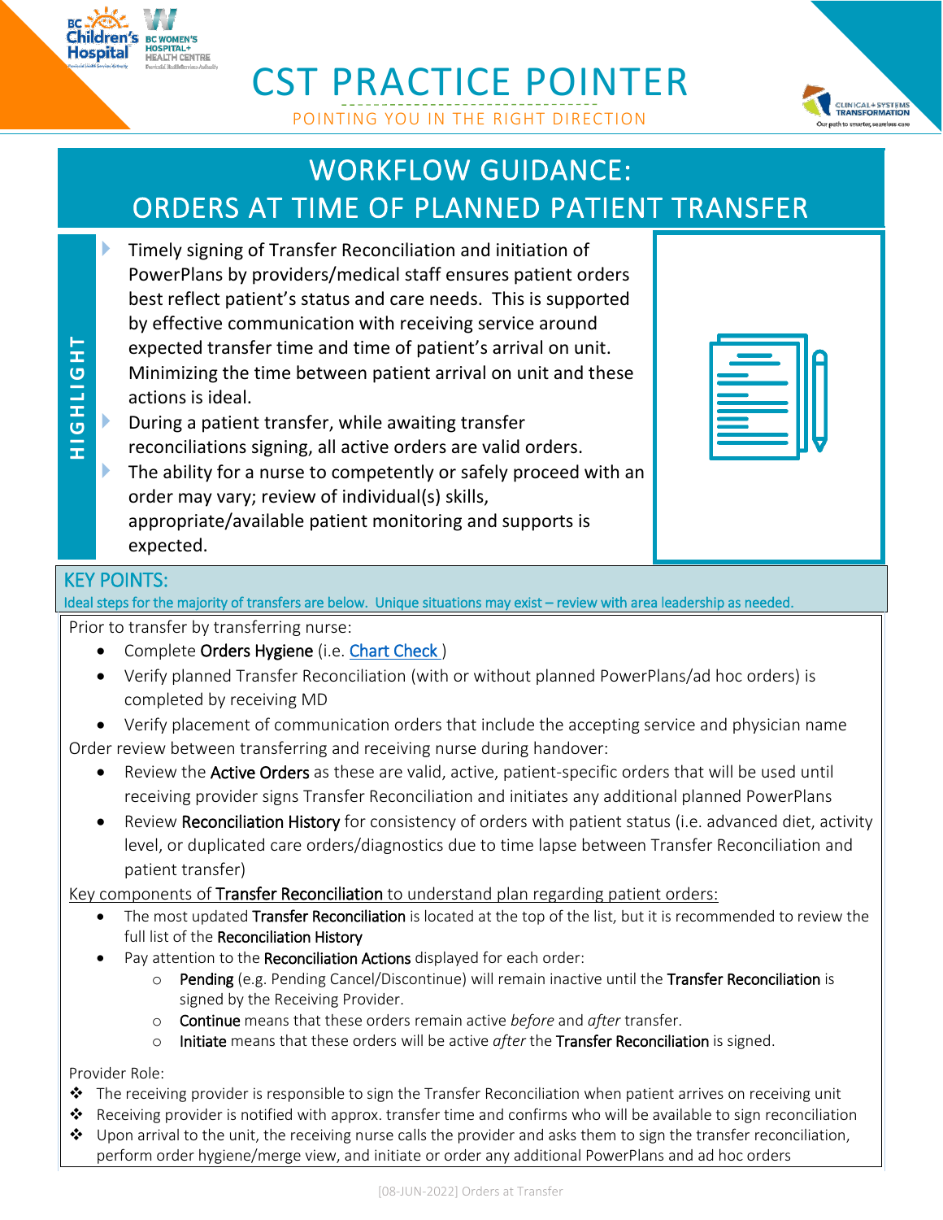# CST PRACTICE POINTER

POINTING YOU IN THE RIGHT DIRECTION

## WORKFLOW GUIDANCE: ORDERS AT TIME OF PLANNED PATIENT TRANSFER

**HIGHLIGHT**

- Timely signing of Transfer Reconciliation and initiation of PowerPlans by providers/medical staff ensures patient orders best reflect patient's status and care needs. This is supported by effective communication with receiving service around expected transfer time and time of patient's arrival on unit. Minimizing the time between patient arrival on unit and these actions is ideal.
- During a patient transfer, while awaiting transfer reconciliations signing, all active orders are valid orders.
- The ability for a nurse to competently or safely proceed with an order may vary; review of individual(s) skills, appropriate/available patient monitoring and supports is expected.

## KEY POINTS:

Ideal steps for the majority of transfers are below. Unique situations may exist – review with area leadership as needed.

Prior to transfer by transferring nurse:

- Complete Orders Hygiene (i.e. Chart Check )
- Verify planned Transfer Reconciliation (with or without planned PowerPlans/ad hoc orders) is completed by receiving MD
- Verify placement of communication orders that include the accepting service and physician name

Order review between transferring and receiving nurse during handover:

- Review the Active Orders as these are valid, active, patient-specific orders that will be used until receiving provider signs Transfer Reconciliation and initiates any additional planned PowerPlans
- Review Reconciliation History for consistency of orders with patient status (i.e. advanced diet, activity level, or duplicated care orders/diagnostics due to time lapse between Transfer Reconciliation and patient transfer)

Key components of Transfer Reconciliation to understand plan regarding patient orders:

- The most updated Transfer Reconciliation is located at the top of the list, but it is recommended to review the full list of the Reconciliation History
- Pay attention to the Reconciliation Actions displayed for each order:
  - Pending (e.g. Pending Cancel/Discontinue) will remain inactive until the Transfer Reconciliation is signed by the Receiving Provider.
  - Continue means that these orders remain active *before* and *after* transfer.
  - Initiate means that these orders will be active *after* the Transfer Reconciliation is signed.

Provider Role:

- The receiving provider is responsible to sign the Transfer Reconciliation when patient arrives on receiving unit
- Receiving provider is notified with approx. transfer time and confirms who will be available to sign reconciliation
- Upon arrival to the unit, the receiving nurse calls the provider and asks them to sign the transfer reconciliation, perform order hygiene/merge view, and initiate or order any additional PowerPlans and ad hoc orders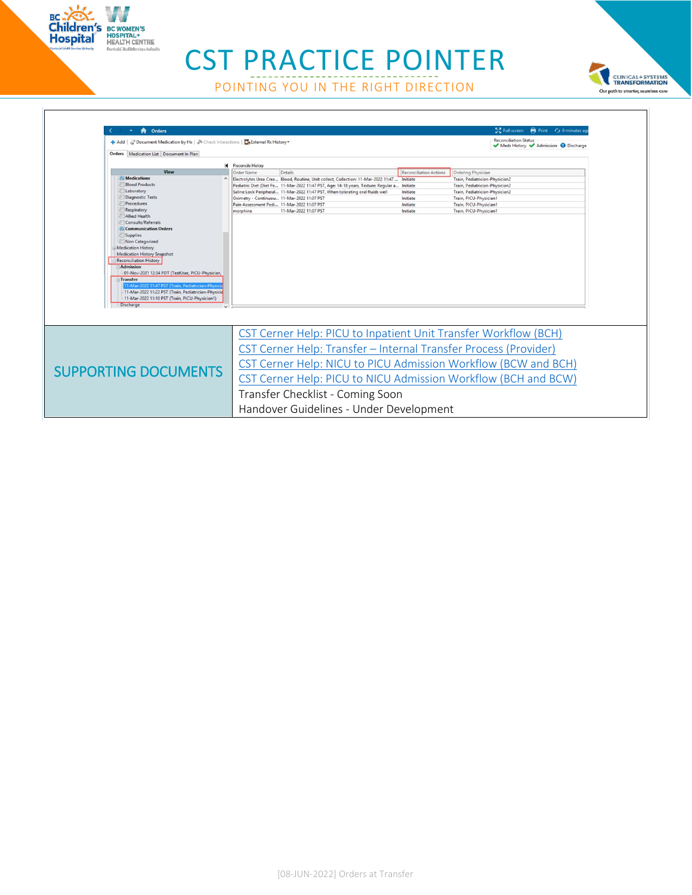| | |
|---|---|
| SUPPORTING DOCUMENTS | [CST Cerner Help: PICU to Inpatient Unit Transfer Workflow (BCH)] <br> [CST Cerner Help: Transfer – Internal Transfer Process (Provider)] <br> [CST Cerner Help: NICU to PICU Admission Workflow (BCW and BCH)] <br> [CST Cerner Help: PICU to NICU Admission Workflow (BCH and BCW)] <br> Transfer Checklist - Coming Soon <br> Handover Guidelines - Under Development |